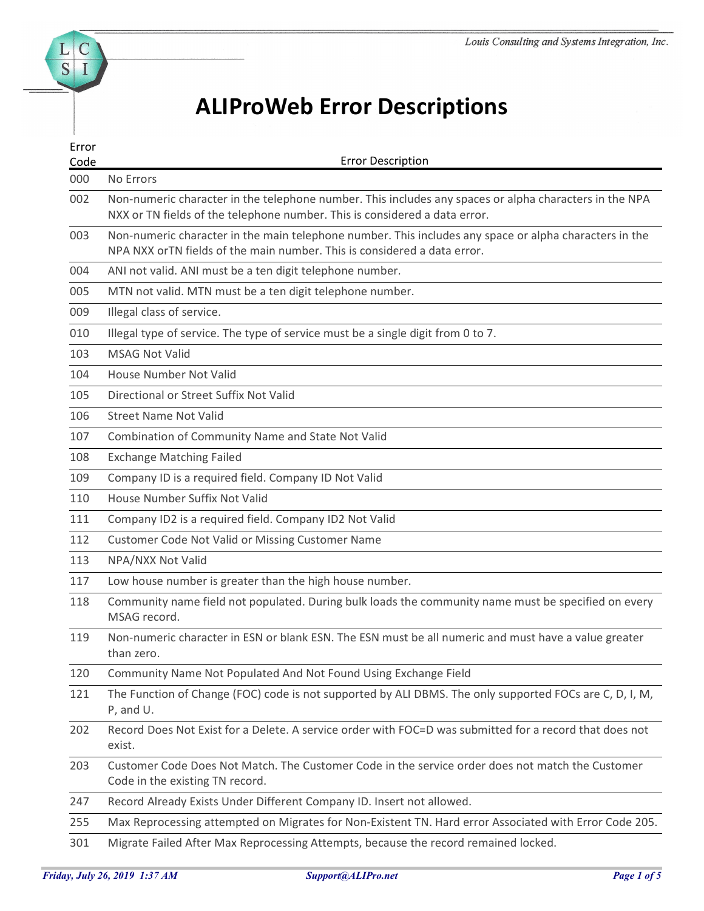# ALIProWeb Error Descriptions

| Error Code | Error Description |
|---|---|
| 000 | No Errors |
| 002 | Non-numeric character in the telephone number. This includes any spaces or alpha characters in the NPA NXX or TN fields of the telephone number. This is considered a data error. |
| 003 | Non-numeric character in the main telephone number. This includes any space or alpha characters in the NPA NXX orTN fields of the main number. This is considered a data error. |
| 004 | ANI not valid. ANI must be a ten digit telephone number. |
| 005 | MTN not valid. MTN must be a ten digit telephone number. |
| 009 | Illegal class of service. |
| 010 | Illegal type of service. The type of service must be a single digit from 0 to 7. |
| 103 | MSAG Not Valid |
| 104 | House Number Not Valid |
| 105 | Directional or Street Suffix Not Valid |
| 106 | Street Name Not Valid |
| 107 | Combination of Community Name and State Not Valid |
| 108 | Exchange Matching Failed |
| 109 | Company ID is a required field. Company ID Not Valid |
| 110 | House Number Suffix Not Valid |
| 111 | Company ID2 is a required field. Company ID2 Not Valid |
| 112 | Customer Code Not Valid or Missing Customer Name |
| 113 | NPA/NXX Not Valid |
| 117 | Low house number is greater than the high house number. |
| 118 | Community name field not populated. During bulk loads the community name must be specified on every MSAG record. |
| 119 | Non-numeric character in ESN or blank ESN. The ESN must be all numeric and must have a value greater than zero. |
| 120 | Community Name Not Populated And Not Found Using Exchange Field |
| 121 | The Function of Change (FOC) code is not supported by ALI DBMS. The only supported FOCs are C, D, I, M, P, and U. |
| 202 | Record Does Not Exist for a Delete. A service order with FOC=D was submitted for a record that does not exist. |
| 203 | Customer Code Does Not Match. The Customer Code in the service order does not match the Customer Code in the existing TN record. |
| 247 | Record Already Exists Under Different Company ID. Insert not allowed. |
| 255 | Max Reprocessing attempted on Migrates for Non-Existent TN. Hard error Associated with Error Code 205. |
| 301 | Migrate Failed After Max Reprocessing Attempts, because the record remained locked. |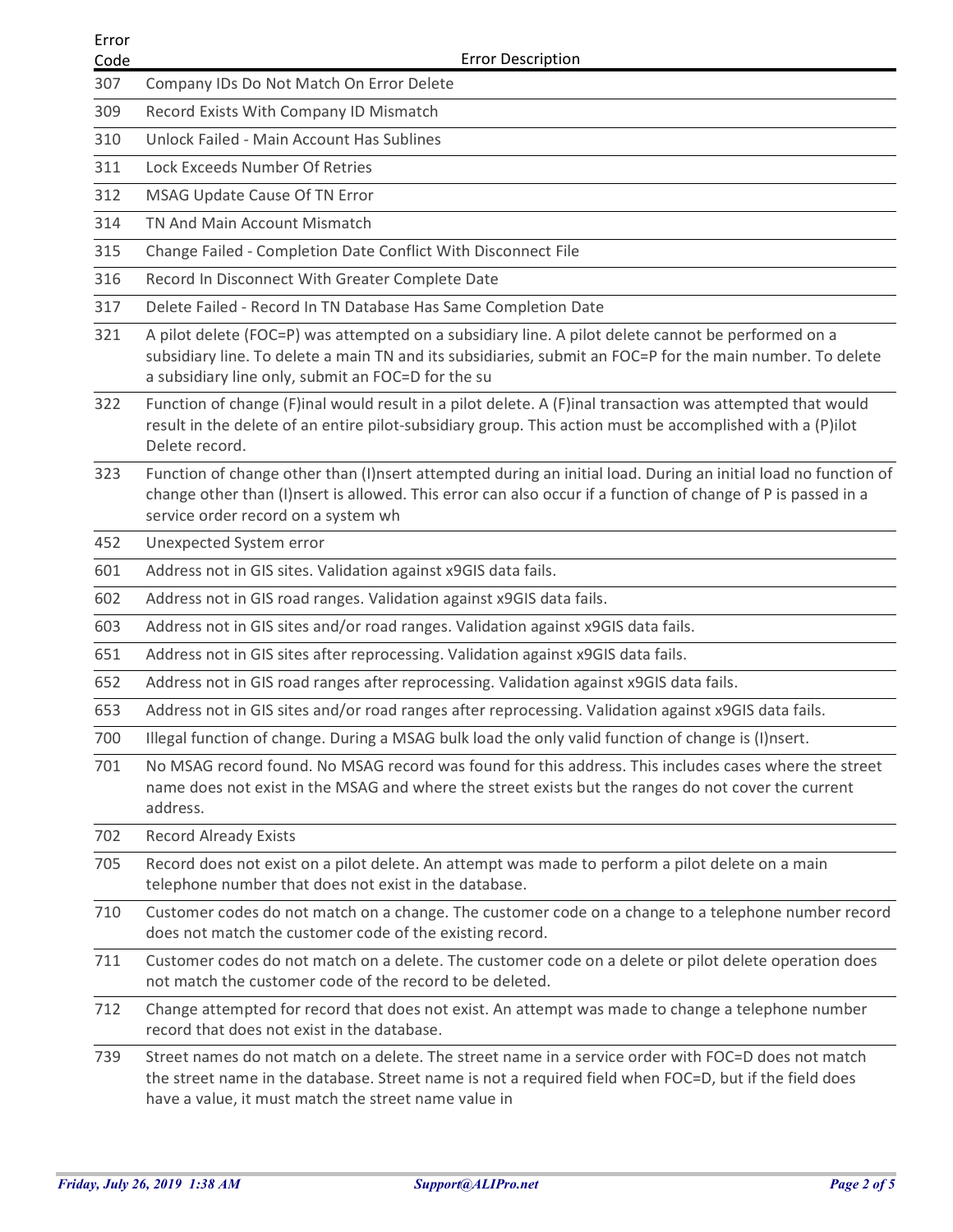| Error Code | Error Description |
|---|---|
| 307 | Company IDs Do Not Match On Error Delete |
| 309 | Record Exists With Company ID Mismatch |
| 310 | Unlock Failed - Main Account Has Sublines |
| 311 | Lock Exceeds Number Of Retries |
| 312 | MSAG Update Cause Of TN Error |
| 314 | TN And Main Account Mismatch |
| 315 | Change Failed - Completion Date Conflict With Disconnect File |
| 316 | Record In Disconnect With Greater Complete Date |
| 317 | Delete Failed - Record In TN Database Has Same Completion Date |
| 321 | A pilot delete (FOC=P) was attempted on a subsidiary line. A pilot delete cannot be performed on a subsidiary line. To delete a main TN and its subsidiaries, submit an FOC=P for the main number. To delete a subsidiary line only, submit an FOC=D for the su |
| 322 | Function of change (F)inal would result in a pilot delete. A (F)inal transaction was attempted that would result in the delete of an entire pilot-subsidiary group. This action must be accomplished with a (P)ilot Delete record. |
| 323 | Function of change other than (I)nsert attempted during an initial load. During an initial load no function of change other than (I)nsert is allowed. This error can also occur if a function of change of P is passed in a service order record on a system wh |
| 452 | Unexpected System error |
| 601 | Address not in GIS sites. Validation against x9GIS data fails. |
| 602 | Address not in GIS road ranges. Validation against x9GIS data fails. |
| 603 | Address not in GIS sites and/or road ranges. Validation against x9GIS data fails. |
| 651 | Address not in GIS sites after reprocessing. Validation against x9GIS data fails. |
| 652 | Address not in GIS road ranges after reprocessing. Validation against x9GIS data fails. |
| 653 | Address not in GIS sites and/or road ranges after reprocessing. Validation against x9GIS data fails. |
| 700 | Illegal function of change. During a MSAG bulk load the only valid function of change is (I)nsert. |
| 701 | No MSAG record found. No MSAG record was found for this address. This includes cases where the street name does not exist in the MSAG and where the street exists but the ranges do not cover the current address. |
| 702 | Record Already Exists |
| 705 | Record does not exist on a pilot delete. An attempt was made to perform a pilot delete on a main telephone number that does not exist in the database. |
| 710 | Customer codes do not match on a change. The customer code on a change to a telephone number record does not match the customer code of the existing record. |
| 711 | Customer codes do not match on a delete. The customer code on a delete or pilot delete operation does not match the customer code of the record to be deleted. |
| 712 | Change attempted for record that does not exist. An attempt was made to change a telephone number record that does not exist in the database. |
| 739 | Street names do not match on a delete. The street name in a service order with FOC=D does not match the street name in the database. Street name is not a required field when FOC=D, but if the field does have a value, it must match the street name value in |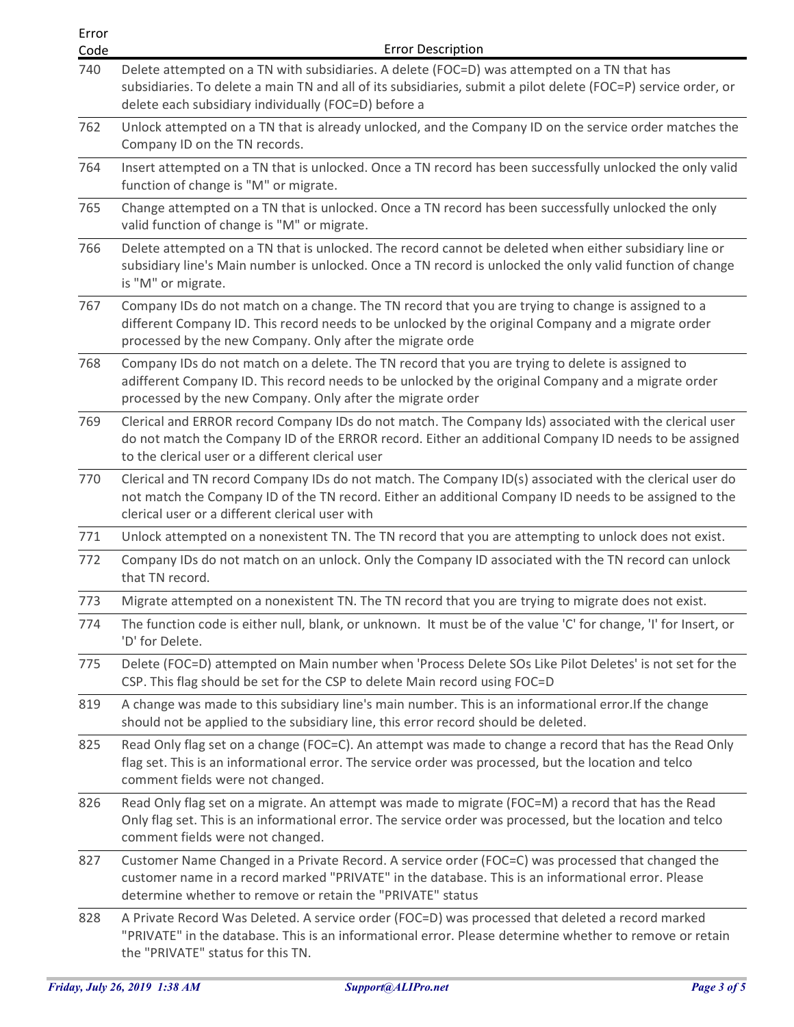| Error Code | Error Description |
|---|---|
| 740 | Delete attempted on a TN with subsidiaries. A delete (FOC=D) was attempted on a TN that has subsidiaries. To delete a main TN and all of its subsidiaries, submit a pilot delete (FOC=P) service order, or delete each subsidiary individually (FOC=D) before a |
| 762 | Unlock attempted on a TN that is already unlocked, and the Company ID on the service order matches the Company ID on the TN records. |
| 764 | Insert attempted on a TN that is unlocked. Once a TN record has been successfully unlocked the only valid function of change is "M" or migrate. |
| 765 | Change attempted on a TN that is unlocked. Once a TN record has been successfully unlocked the only valid function of change is "M" or migrate. |
| 766 | Delete attempted on a TN that is unlocked. The record cannot be deleted when either subsidiary line or subsidiary line's Main number is unlocked. Once a TN record is unlocked the only valid function of change is "M" or migrate. |
| 767 | Company IDs do not match on a change. The TN record that you are trying to change is assigned to a different Company ID. This record needs to be unlocked by the original Company and a migrate order processed by the new Company. Only after the migrate orde |
| 768 | Company IDs do not match on a delete. The TN record that you are trying to delete is assigned to adifferent Company ID. This record needs to be unlocked by the original Company and a migrate order processed by the new Company. Only after the migrate order |
| 769 | Clerical and ERROR record Company IDs do not match. The Company Ids) associated with the clerical user do not match the Company ID of the ERROR record. Either an additional Company ID needs to be assigned to the clerical user or a different clerical user |
| 770 | Clerical and TN record Company IDs do not match. The Company ID(s) associated with the clerical user do not match the Company ID of the TN record. Either an additional Company ID needs to be assigned to the clerical user or a different clerical user with |
| 771 | Unlock attempted on a nonexistent TN. The TN record that you are attempting to unlock does not exist. |
| 772 | Company IDs do not match on an unlock. Only the Company ID associated with the TN record can unlock that TN record. |
| 773 | Migrate attempted on a nonexistent TN. The TN record that you are trying to migrate does not exist. |
| 774 | The function code is either null, blank, or unknown. It must be of the value 'C' for change, 'I' for Insert, or 'D' for Delete. |
| 775 | Delete (FOC=D) attempted on Main number when 'Process Delete SOs Like Pilot Deletes' is not set for the CSP. This flag should be set for the CSP to delete Main record using FOC=D |
| 819 | A change was made to this subsidiary line's main number. This is an informational error.If the change should not be applied to the subsidiary line, this error record should be deleted. |
| 825 | Read Only flag set on a change (FOC=C). An attempt was made to change a record that has the Read Only flag set. This is an informational error. The service order was processed, but the location and telco comment fields were not changed. |
| 826 | Read Only flag set on a migrate. An attempt was made to migrate (FOC=M) a record that has the Read Only flag set. This is an informational error. The service order was processed, but the location and telco comment fields were not changed. |
| 827 | Customer Name Changed in a Private Record. A service order (FOC=C) was processed that changed the customer name in a record marked "PRIVATE" in the database. This is an informational error. Please determine whether to remove or retain the "PRIVATE" status |
| 828 | A Private Record Was Deleted. A service order (FOC=D) was processed that deleted a record marked "PRIVATE" in the database. This is an informational error. Please determine whether to remove or retain the "PRIVATE" status for this TN. |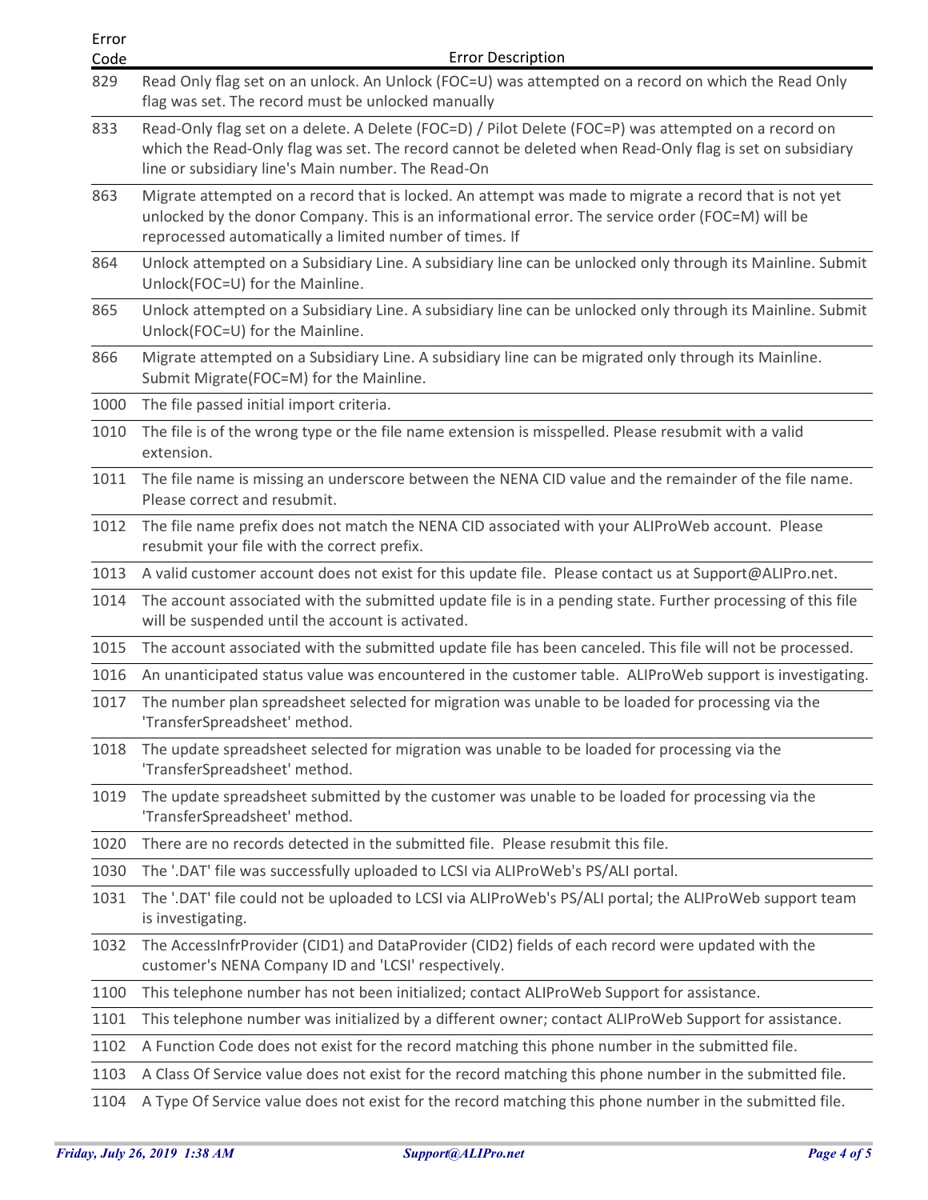| Error Code | Error Description |
|---|---|
| 829 | Read Only flag set on an unlock. An Unlock (FOC=U) was attempted on a record on which the Read Only flag was set. The record must be unlocked manually |
| 833 | Read-Only flag set on a delete. A Delete (FOC=D) / Pilot Delete (FOC=P) was attempted on a record on which the Read-Only flag was set. The record cannot be deleted when Read-Only flag is set on subsidiary line or subsidiary line's Main number. The Read-On |
| 863 | Migrate attempted on a record that is locked. An attempt was made to migrate a record that is not yet unlocked by the donor Company. This is an informational error. The service order (FOC=M) will be reprocessed automatically a limited number of times. If |
| 864 | Unlock attempted on a Subsidiary Line. A subsidiary line can be unlocked only through its Mainline. Submit Unlock(FOC=U) for the Mainline. |
| 865 | Unlock attempted on a Subsidiary Line. A subsidiary line can be unlocked only through its Mainline. Submit Unlock(FOC=U) for the Mainline. |
| 866 | Migrate attempted on a Subsidiary Line. A subsidiary line can be migrated only through its Mainline. Submit Migrate(FOC=M) for the Mainline. |
| 1000 | The file passed initial import criteria. |
| 1010 | The file is of the wrong type or the file name extension is misspelled. Please resubmit with a valid extension. |
| 1011 | The file name is missing an underscore between the NENA CID value and the remainder of the file name. Please correct and resubmit. |
| 1012 | The file name prefix does not match the NENA CID associated with your ALIProWeb account. Please resubmit your file with the correct prefix. |
| 1013 | A valid customer account does not exist for this update file. Please contact us at Support@ALIPro.net. |
| 1014 | The account associated with the submitted update file is in a pending state. Further processing of this file will be suspended until the account is activated. |
| 1015 | The account associated with the submitted update file has been canceled. This file will not be processed. |
| 1016 | An unanticipated status value was encountered in the customer table. ALIProWeb support is investigating. |
| 1017 | The number plan spreadsheet selected for migration was unable to be loaded for processing via the 'TransferSpreadsheet' method. |
| 1018 | The update spreadsheet selected for migration was unable to be loaded for processing via the 'TransferSpreadsheet' method. |
| 1019 | The update spreadsheet submitted by the customer was unable to be loaded for processing via the 'TransferSpreadsheet' method. |
| 1020 | There are no records detected in the submitted file. Please resubmit this file. |
| 1030 | The '.DAT' file was successfully uploaded to LCSI via ALIProWeb's PS/ALI portal. |
| 1031 | The '.DAT' file could not be uploaded to LCSI via ALIProWeb's PS/ALI portal; the ALIProWeb support team is investigating. |
| 1032 | The AccessInfrProvider (CID1) and DataProvider (CID2) fields of each record were updated with the customer's NENA Company ID and 'LCSI' respectively. |
| 1100 | This telephone number has not been initialized; contact ALIProWeb Support for assistance. |
| 1101 | This telephone number was initialized by a different owner; contact ALIProWeb Support for assistance. |
| 1102 | A Function Code does not exist for the record matching this phone number in the submitted file. |
| 1103 | A Class Of Service value does not exist for the record matching this phone number in the submitted file. |
| 1104 | A Type Of Service value does not exist for the record matching this phone number in the submitted file. |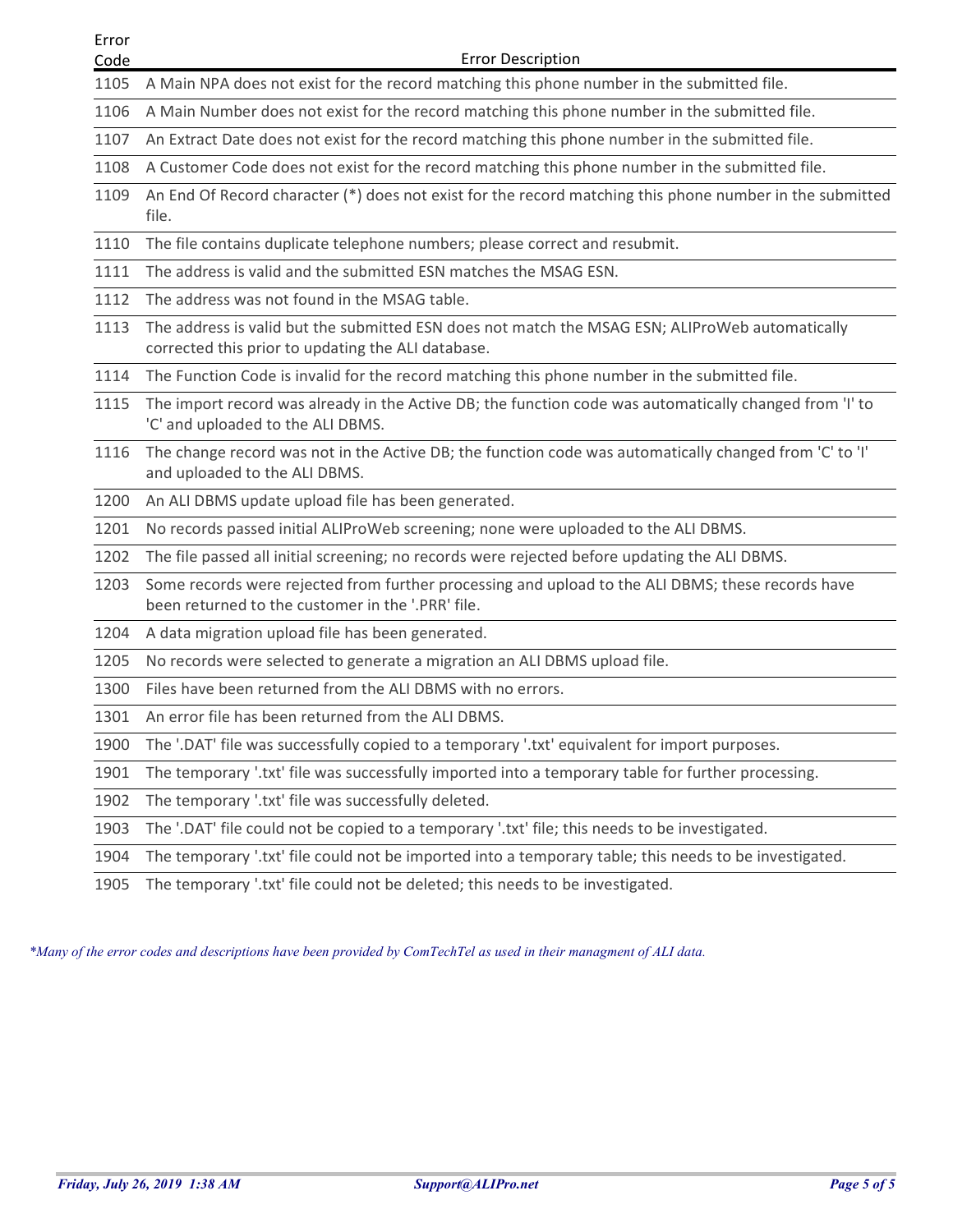| Error Code | Error Description |
|---|---|
| 1105 | A Main NPA does not exist for the record matching this phone number in the submitted file. |
| 1106 | A Main Number does not exist for the record matching this phone number in the submitted file. |
| 1107 | An Extract Date does not exist for the record matching this phone number in the submitted file. |
| 1108 | A Customer Code does not exist for the record matching this phone number in the submitted file. |
| 1109 | An End Of Record character (*) does not exist for the record matching this phone number in the submitted file. |
| 1110 | The file contains duplicate telephone numbers; please correct and resubmit. |
| 1111 | The address is valid and the submitted ESN matches the MSAG ESN. |
| 1112 | The address was not found in the MSAG table. |
| 1113 | The address is valid but the submitted ESN does not match the MSAG ESN; ALIProWeb automatically corrected this prior to updating the ALI database. |
| 1114 | The Function Code is invalid for the record matching this phone number in the submitted file. |
| 1115 | The import record was already in the Active DB; the function code was automatically changed from 'I' to 'C' and uploaded to the ALI DBMS. |
| 1116 | The change record was not in the Active DB; the function code was automatically changed from 'C' to 'I' and uploaded to the ALI DBMS. |
| 1200 | An ALI DBMS update upload file has been generated. |
| 1201 | No records passed initial ALIProWeb screening; none were uploaded to the ALI DBMS. |
| 1202 | The file passed all initial screening; no records were rejected before updating the ALI DBMS. |
| 1203 | Some records were rejected from further processing and upload to the ALI DBMS; these records have been returned to the customer in the '.PRR' file. |
| 1204 | A data migration upload file has been generated. |
| 1205 | No records were selected to generate a migration an ALI DBMS upload file. |
| 1300 | Files have been returned from the ALI DBMS with no errors. |
| 1301 | An error file has been returned from the ALI DBMS. |
| 1900 | The '.DAT' file was successfully copied to a temporary '.txt' equivalent for import purposes. |
| 1901 | The temporary '.txt' file was successfully imported into a temporary table for further processing. |
| 1902 | The temporary '.txt' file was successfully deleted. |
| 1903 | The '.DAT' file could not be copied to a temporary '.txt' file; this needs to be investigated. |
| 1904 | The temporary '.txt' file could not be imported into a temporary table; this needs to be investigated. |
| 1905 | The temporary '.txt' file could not be deleted; this needs to be investigated. |

*\*Many of the error codes and descriptions have been provided by ComTechTel as used in their managment of ALI data.*